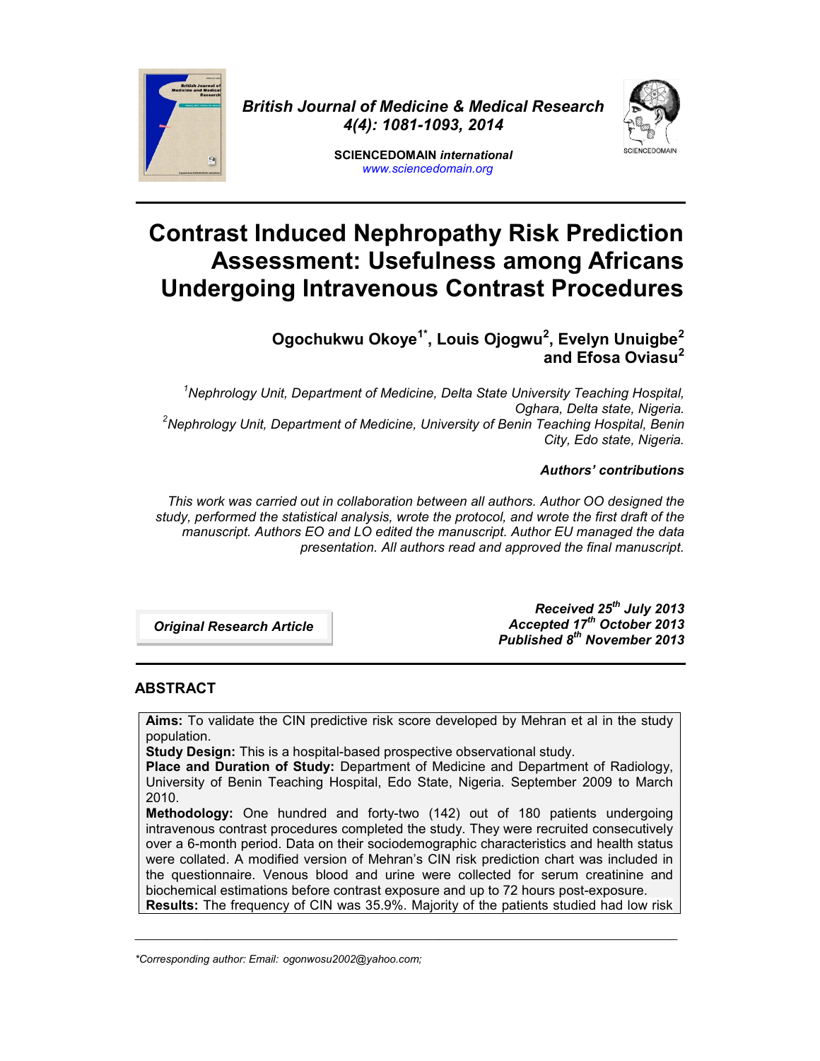British Journal of Medicine & Medical Research
4(4): 1081-1093, 2014

SCIENCEDOMAIN *international*
www.sciencedomain.org

# Contrast Induced Nephropathy Risk Prediction Assessment: Usefulness among Africans Undergoing Intravenous Contrast Procedures

**Ogochukwu Okoye[1*], Louis Ojogwu[2], Evelyn Unuigbe[2] and Efosa Oviasu[2]**

*[1]Nephrology Unit, Department of Medicine, Delta State University Teaching Hospital, Oghara, Delta state, Nigeria.*
*[2]Nephrology Unit, Department of Medicine, University of Benin Teaching Hospital, Benin City, Edo state, Nigeria.*

***Authors' contributions***

*This work was carried out in collaboration between all authors. Author OO designed the study, performed the statistical analysis, wrote the protocol, and wrote the first draft of the manuscript. Authors EO and LO edited the manuscript. Author EU managed the data presentation. All authors read and approved the final manuscript.*

***Original Research Article***

***Received 25th July 2013***
***Accepted 17th October 2013***
***Published 8th November 2013***

## ABSTRACT

**Aims:** To validate the CIN predictive risk score developed by Mehran et al in the study population.
**Study Design:** This is a hospital-based prospective observational study.
**Place and Duration of Study:** Department of Medicine and Department of Radiology, University of Benin Teaching Hospital, Edo State, Nigeria. September 2009 to March 2010.
**Methodology:** One hundred and forty-two (142) out of 180 patients undergoing intravenous contrast procedures completed the study. They were recruited consecutively over a 6-month period. Data on their sociodemographic characteristics and health status were collated. A modified version of Mehran's CIN risk prediction chart was included in the questionnaire. Venous blood and urine were collected for serum creatinine and biochemical estimations before contrast exposure and up to 72 hours post-exposure.
**Results:** The frequency of CIN was 35.9%. Majority of the patients studied had low risk

*\*Corresponding author: Email: ogonwosu2002@yahoo.com;*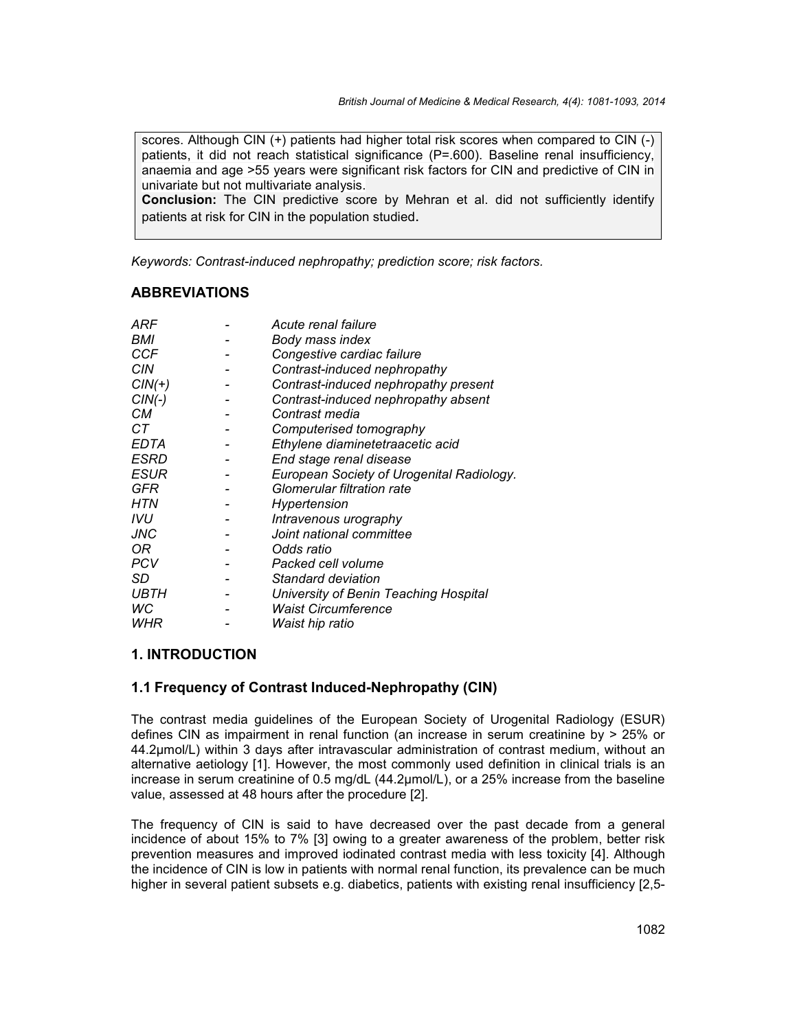scores. Although CIN (+) patients had higher total risk scores when compared to CIN (-) patients, it did not reach statistical significance (P=.600). Baseline renal insufficiency, anaemia and age >55 years were significant risk factors for CIN and predictive of CIN in univariate but not multivariate analysis.

**Conclusion:** The CIN predictive score by Mehran et al. did not sufficiently identify patients at risk for CIN in the population studied.

*Keywords: Contrast-induced nephropathy; prediction score; risk factors.*

## ABBREVIATIONS

| | | |
|---|---|---|
| *ARF* | - | *Acute renal failure* |
| *BMI* | - | *Body mass index* |
| *CCF* | - | *Congestive cardiac failure* |
| *CIN* | - | *Contrast-induced nephropathy* |
| *CIN(+)* | - | *Contrast-induced nephropathy present* |
| *CIN(-)* | - | *Contrast-induced nephropathy absent* |
| *CM* | - | *Contrast media* |
| *CT* | - | *Computerised tomography* |
| *EDTA* | - | *Ethylene diaminetetraacetic acid* |
| *ESRD* | - | *End stage renal disease* |
| *ESUR* | - | *European Society of Urogenital Radiology.* |
| *GFR* | - | *Glomerular filtration rate* |
| *HTN* | - | *Hypertension* |
| *IVU* | - | *Intravenous urography* |
| *JNC* | - | *Joint national committee* |
| *OR* | - | *Odds ratio* |
| *PCV* | - | *Packed cell volume* |
| *SD* | - | *Standard deviation* |
| *UBTH* | - | *University of Benin Teaching Hospital* |
| *WC* | - | *Waist Circumference* |
| *WHR* | - | *Waist hip ratio* |

## 1. INTRODUCTION

### 1.1 Frequency of Contrast Induced-Nephropathy (CIN)

The contrast media guidelines of the European Society of Urogenital Radiology (ESUR) defines CIN as impairment in renal function (an increase in serum creatinine by > 25% or 44.2µmol/L) within 3 days after intravascular administration of contrast medium, without an alternative aetiology [1]. However, the most commonly used definition in clinical trials is an increase in serum creatinine of 0.5 mg/dL (44.2µmol/L), or a 25% increase from the baseline value, assessed at 48 hours after the procedure [2].

The frequency of CIN is said to have decreased over the past decade from a general incidence of about 15% to 7% [3] owing to a greater awareness of the problem, better risk prevention measures and improved iodinated contrast media with less toxicity [4]. Although the incidence of CIN is low in patients with normal renal function, its prevalence can be much higher in several patient subsets e.g. diabetics, patients with existing renal insufficiency [2,5-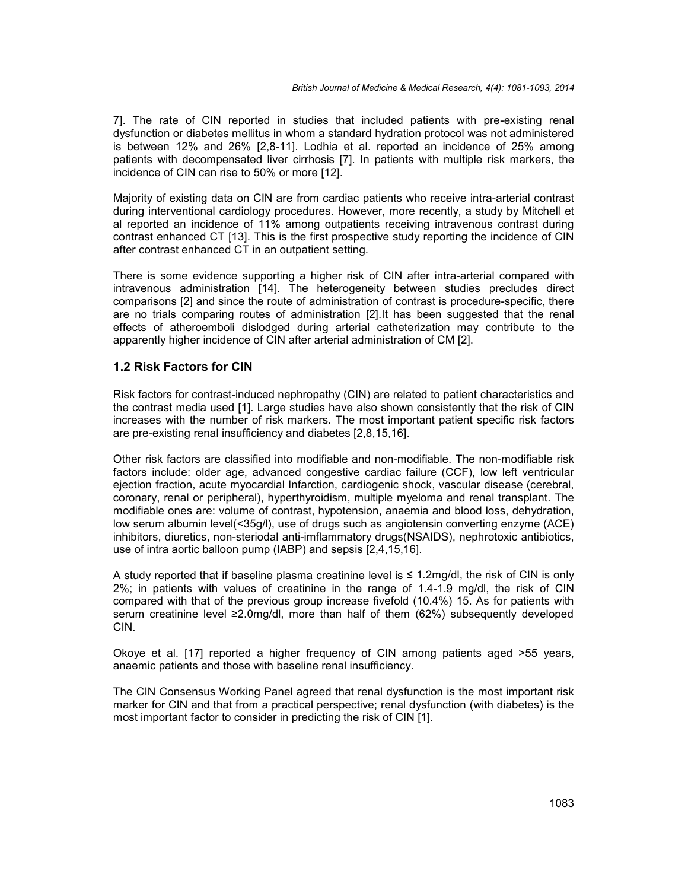7]. The rate of CIN reported in studies that included patients with pre-existing renal dysfunction or diabetes mellitus in whom a standard hydration protocol was not administered is between 12% and 26% [2,8-11]. Lodhia et al. reported an incidence of 25% among patients with decompensated liver cirrhosis [7]. In patients with multiple risk markers, the incidence of CIN can rise to 50% or more [12].

Majority of existing data on CIN are from cardiac patients who receive intra-arterial contrast during interventional cardiology procedures. However, more recently, a study by Mitchell et al reported an incidence of 11% among outpatients receiving intravenous contrast during contrast enhanced CT [13]. This is the first prospective study reporting the incidence of CIN after contrast enhanced CT in an outpatient setting.

There is some evidence supporting a higher risk of CIN after intra-arterial compared with intravenous administration [14]. The heterogeneity between studies precludes direct comparisons [2] and since the route of administration of contrast is procedure-specific, there are no trials comparing routes of administration [2].It has been suggested that the renal effects of atheroemboli dislodged during arterial catheterization may contribute to the apparently higher incidence of CIN after arterial administration of CM [2].

## 1.2 Risk Factors for CIN

Risk factors for contrast-induced nephropathy (CIN) are related to patient characteristics and the contrast media used [1]. Large studies have also shown consistently that the risk of CIN increases with the number of risk markers. The most important patient specific risk factors are pre-existing renal insufficiency and diabetes [2,8,15,16].

Other risk factors are classified into modifiable and non-modifiable. The non-modifiable risk factors include: older age, advanced congestive cardiac failure (CCF), low left ventricular ejection fraction, acute myocardial Infarction, cardiogenic shock, vascular disease (cerebral, coronary, renal or peripheral), hyperthyroidism, multiple myeloma and renal transplant. The modifiable ones are: volume of contrast, hypotension, anaemia and blood loss, dehydration, low serum albumin level(<35g/l), use of drugs such as angiotensin converting enzyme (ACE) inhibitors, diuretics, non-steriodal anti-imflammatory drugs(NSAIDS), nephrotoxic antibiotics, use of intra aortic balloon pump (IABP) and sepsis [2,4,15,16].

A study reported that if baseline plasma creatinine level is ≤ 1.2mg/dl, the risk of CIN is only 2%; in patients with values of creatinine in the range of 1.4-1.9 mg/dl, the risk of CIN compared with that of the previous group increase fivefold (10.4%) 15. As for patients with serum creatinine level ≥2.0mg/dl, more than half of them (62%) subsequently developed CIN.

Okoye et al. [17] reported a higher frequency of CIN among patients aged >55 years, anaemic patients and those with baseline renal insufficiency.

The CIN Consensus Working Panel agreed that renal dysfunction is the most important risk marker for CIN and that from a practical perspective; renal dysfunction (with diabetes) is the most important factor to consider in predicting the risk of CIN [1].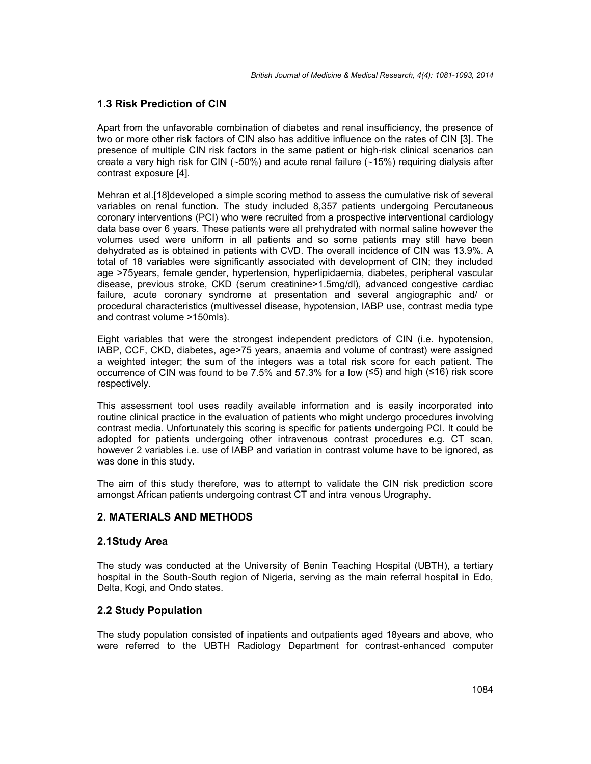### 1.3 Risk Prediction of CIN

Apart from the unfavorable combination of diabetes and renal insufficiency, the presence of two or more other risk factors of CIN also has additive influence on the rates of CIN [3]. The presence of multiple CIN risk factors in the same patient or high-risk clinical scenarios can create a very high risk for CIN (~50%) and acute renal failure (~15%) requiring dialysis after contrast exposure [4].

Mehran et al.[18]developed a simple scoring method to assess the cumulative risk of several variables on renal function. The study included 8,357 patients undergoing Percutaneous coronary interventions (PCI) who were recruited from a prospective interventional cardiology data base over 6 years. These patients were all prehydrated with normal saline however the volumes used were uniform in all patients and so some patients may still have been dehydrated as is obtained in patients with CVD. The overall incidence of CIN was 13.9%. A total of 18 variables were significantly associated with development of CIN; they included age >75years, female gender, hypertension, hyperlipidaemia, diabetes, peripheral vascular disease, previous stroke, CKD (serum creatinine>1.5mg/dl), advanced congestive cardiac failure, acute coronary syndrome at presentation and several angiographic and/ or procedural characteristics (multivessel disease, hypotension, IABP use, contrast media type and contrast volume >150mls).

Eight variables that were the strongest independent predictors of CIN (i.e. hypotension, IABP, CCF, CKD, diabetes, age>75 years, anaemia and volume of contrast) were assigned a weighted integer; the sum of the integers was a total risk score for each patient. The occurrence of CIN was found to be 7.5% and 57.3% for a low (≤5) and high (≤16) risk score respectively.

This assessment tool uses readily available information and is easily incorporated into routine clinical practice in the evaluation of patients who might undergo procedures involving contrast media. Unfortunately this scoring is specific for patients undergoing PCI. It could be adopted for patients undergoing other intravenous contrast procedures e.g. CT scan, however 2 variables i.e. use of IABP and variation in contrast volume have to be ignored, as was done in this study.

The aim of this study therefore, was to attempt to validate the CIN risk prediction score amongst African patients undergoing contrast CT and intra venous Urography.

## 2. MATERIALS AND METHODS

### 2.1Study Area

The study was conducted at the University of Benin Teaching Hospital (UBTH), a tertiary hospital in the South-South region of Nigeria, serving as the main referral hospital in Edo, Delta, Kogi, and Ondo states.

### 2.2 Study Population

The study population consisted of inpatients and outpatients aged 18years and above, who were referred to the UBTH Radiology Department for contrast-enhanced computer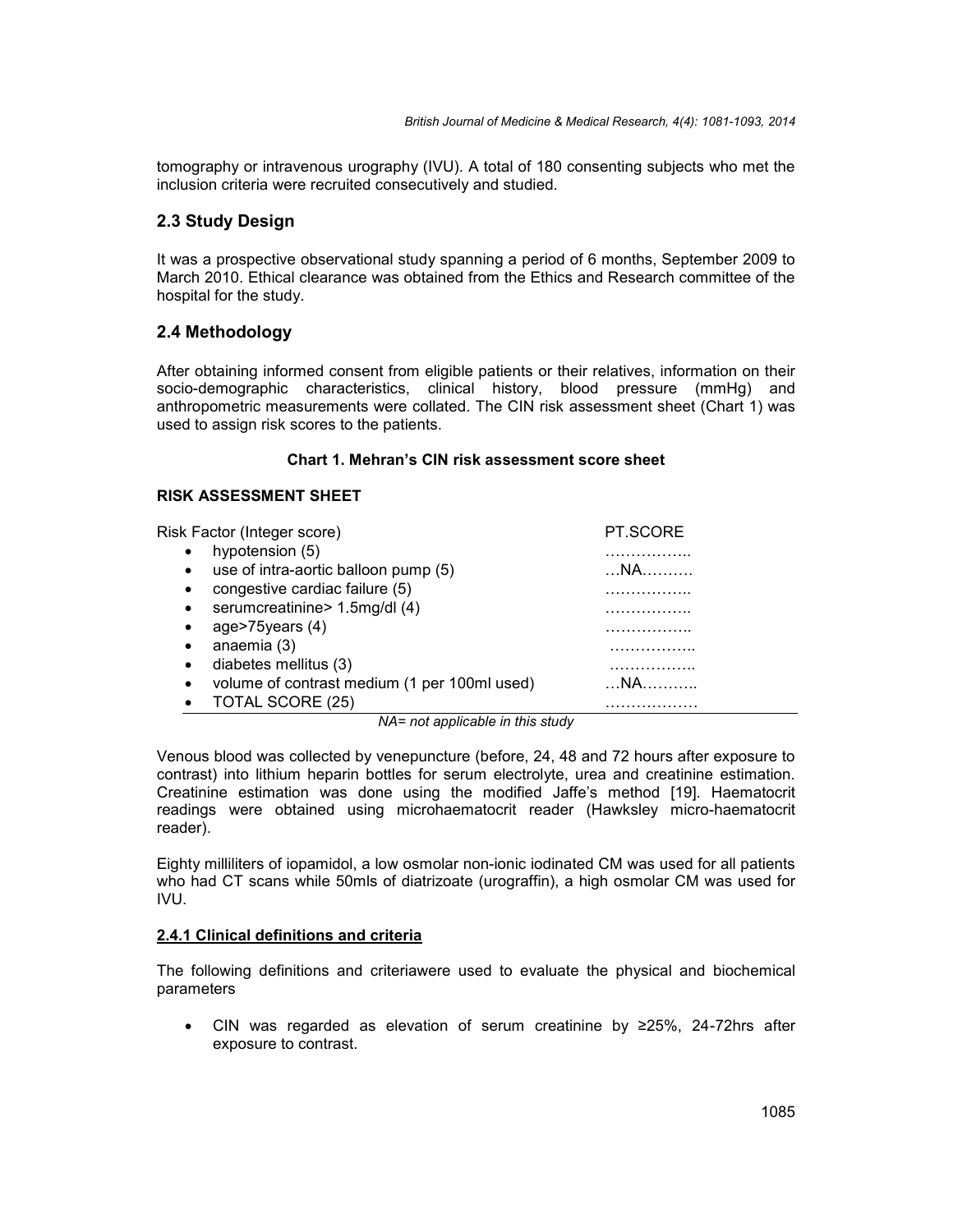tomography or intravenous urography (IVU). A total of 180 consenting subjects who met the inclusion criteria were recruited consecutively and studied.

## 2.3 Study Design

It was a prospective observational study spanning a period of 6 months, September 2009 to March 2010. Ethical clearance was obtained from the Ethics and Research committee of the hospital for the study.

## 2.4 Methodology

After obtaining informed consent from eligible patients or their relatives, information on their socio-demographic characteristics, clinical history, blood pressure (mmHg) and anthropometric measurements were collated. The CIN risk assessment sheet (Chart 1) was used to assign risk scores to the patients.

**Chart 1. Mehran's CIN risk assessment score sheet**

**RISK ASSESSMENT SHEET**

| Risk Factor (Integer score) | PT.SCORE |
|---|---|
| • hypotension (5) | …………….. |
| • use of intra-aortic balloon pump (5) | …NA………. |
| • congestive cardiac failure (5) | …………….. |
| • serumcreatinine> 1.5mg/dl (4) | …………….. |
| • age>75years (4) | …………….. |
| • anaemia (3) | …………….. |
| • diabetes mellitus (3) | …………….. |
| • volume of contrast medium (1 per 100ml used) | …NA……….. |
| • TOTAL SCORE (25) | ……………… |

*NA= not applicable in this study*

Venous blood was collected by venepuncture (before, 24, 48 and 72 hours after exposure to contrast) into lithium heparin bottles for serum electrolyte, urea and creatinine estimation. Creatinine estimation was done using the modified Jaffe's method [19]. Haematocrit readings were obtained using microhaematocrit reader (Hawksley micro-haematocrit reader).

Eighty milliliters of iopamidol, a low osmolar non-ionic iodinated CM was used for all patients who had CT scans while 50mls of diatrizoate (urograffin), a high osmolar CM was used for IVU.

### 2.4.1 Clinical definitions and criteria

The following definitions and criteriawere used to evaluate the physical and biochemical parameters

- CIN was regarded as elevation of serum creatinine by ≥25%, 24-72hrs after exposure to contrast.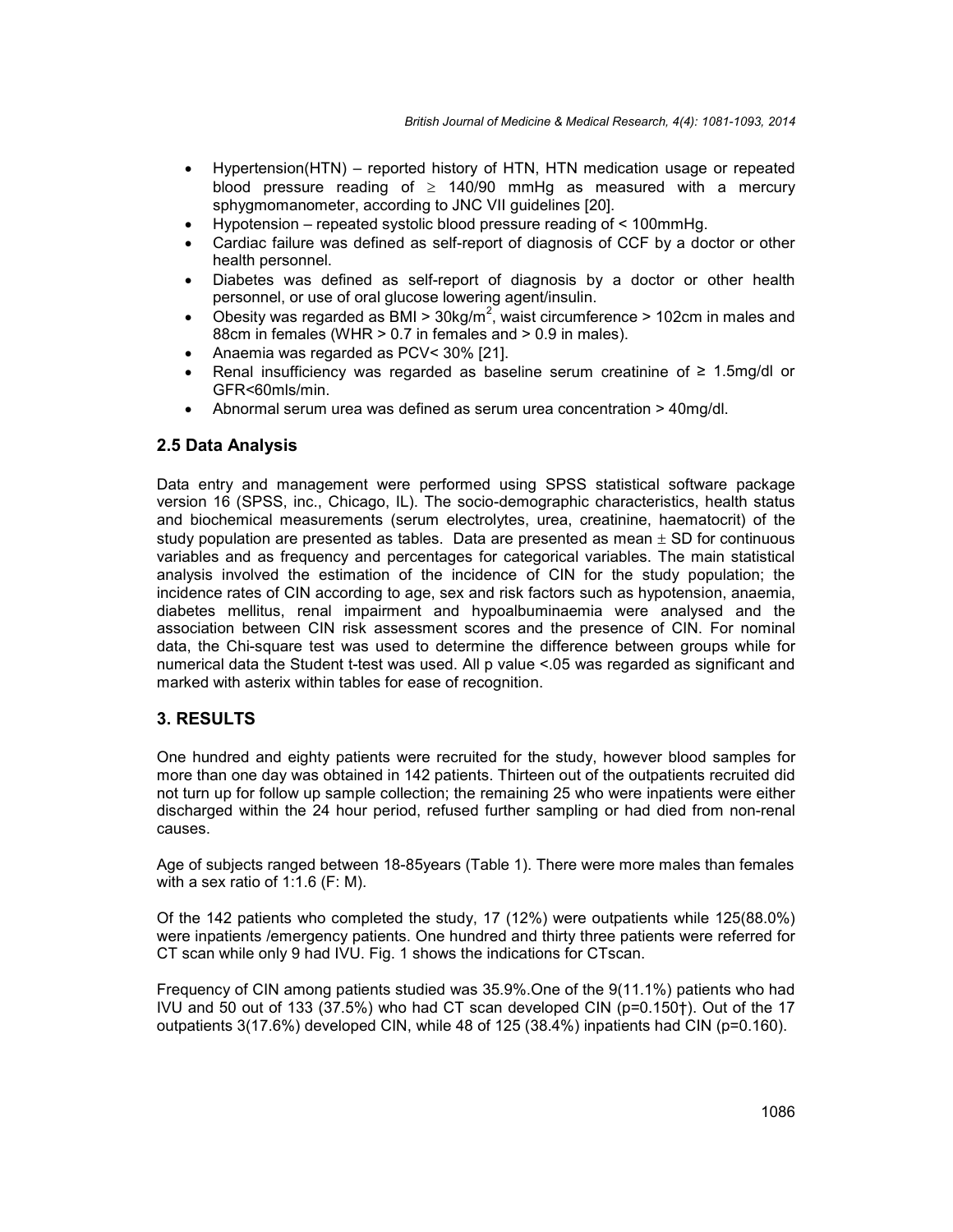- Hypertension(HTN) – reported history of HTN, HTN medication usage or repeated blood pressure reading of ≥ 140/90 mmHg as measured with a mercury sphygmomanometer, according to JNC VII guidelines [20].
- Hypotension – repeated systolic blood pressure reading of < 100mmHg.
- Cardiac failure was defined as self-report of diagnosis of CCF by a doctor or other health personnel.
- Diabetes was defined as self-report of diagnosis by a doctor or other health personnel, or use of oral glucose lowering agent/insulin.
- Obesity was regarded as BMI > 30kg/m$^2$, waist circumference > 102cm in males and 88cm in females (WHR > 0.7 in females and > 0.9 in males).
- Anaemia was regarded as PCV< 30% [21].
- Renal insufficiency was regarded as baseline serum creatinine of ≥ 1.5mg/dl or GFR<60mls/min.
- Abnormal serum urea was defined as serum urea concentration > 40mg/dl.

## 2.5 Data Analysis

Data entry and management were performed using SPSS statistical software package version 16 (SPSS, inc., Chicago, IL). The socio-demographic characteristics, health status and biochemical measurements (serum electrolytes, urea, creatinine, haematocrit) of the study population are presented as tables. Data are presented as mean ± SD for continuous variables and as frequency and percentages for categorical variables. The main statistical analysis involved the estimation of the incidence of CIN for the study population; the incidence rates of CIN according to age, sex and risk factors such as hypotension, anaemia, diabetes mellitus, renal impairment and hypoalbuminaemia were analysed and the association between CIN risk assessment scores and the presence of CIN. For nominal data, the Chi-square test was used to determine the difference between groups while for numerical data the Student t-test was used. All p value <.05 was regarded as significant and marked with asterix within tables for ease of recognition.

## 3. RESULTS

One hundred and eighty patients were recruited for the study, however blood samples for more than one day was obtained in 142 patients. Thirteen out of the outpatients recruited did not turn up for follow up sample collection; the remaining 25 who were inpatients were either discharged within the 24 hour period, refused further sampling or had died from non-renal causes.

Age of subjects ranged between 18-85years (Table 1). There were more males than females with a sex ratio of 1:1.6 (F: M).

Of the 142 patients who completed the study, 17 (12%) were outpatients while 125(88.0%) were inpatients /emergency patients. One hundred and thirty three patients were referred for CT scan while only 9 had IVU. Fig. 1 shows the indications for CTscan.

Frequency of CIN among patients studied was 35.9%.One of the 9(11.1%) patients who had IVU and 50 out of 133 (37.5%) who had CT scan developed CIN (p=0.150†). Out of the 17 outpatients 3(17.6%) developed CIN, while 48 of 125 (38.4%) inpatients had CIN (p=0.160).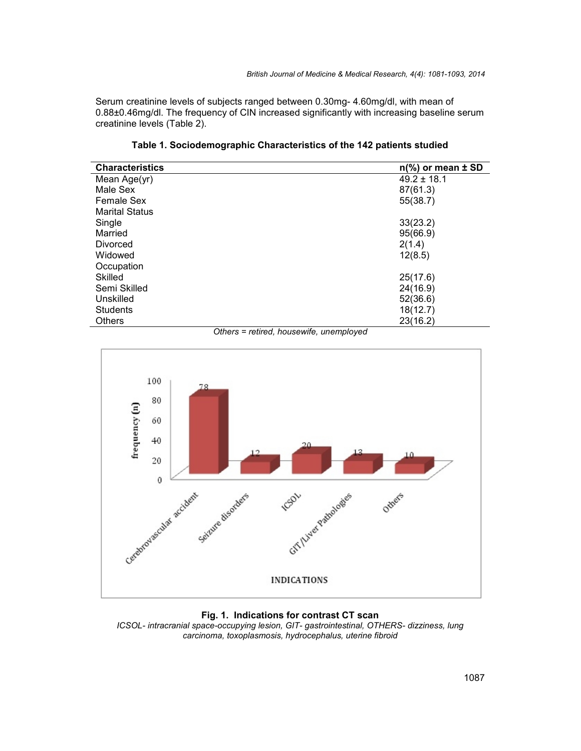Serum creatinine levels of subjects ranged between 0.30mg- 4.60mg/dl, with mean of 0.88±0.46mg/dl. The frequency of CIN increased significantly with increasing baseline serum creatinine levels (Table 2).

**Table 1. Sociodemographic Characteristics of the 142 patients studied**

| Characteristics | n(%) or mean ± SD |
|---|---|
| Mean Age(yr) | 49.2 ± 18.1 |
| Male Sex | 87(61.3) |
| Female Sex | 55(38.7) |
| Marital Status | |
| Single | 33(23.2) |
| Married | 95(66.9) |
| Divorced | 2(1.4) |
| Widowed | 12(8.5) |
| Occupation | |
| Skilled | 25(17.6) |
| Semi Skilled | 24(16.9) |
| Unskilled | 52(36.6) |
| Students | 18(12.7) |
| Others | 23(16.2) |

*Others = retired, housewife, unemployed*

**Fig. 1. Indications for contrast CT scan**

*ICSOL- intracranial space-occupying lesion, GIT- gastrointestinal, OTHERS- dizziness, lung carcinoma, toxoplasmosis, hydrocephalus, uterine fibroid*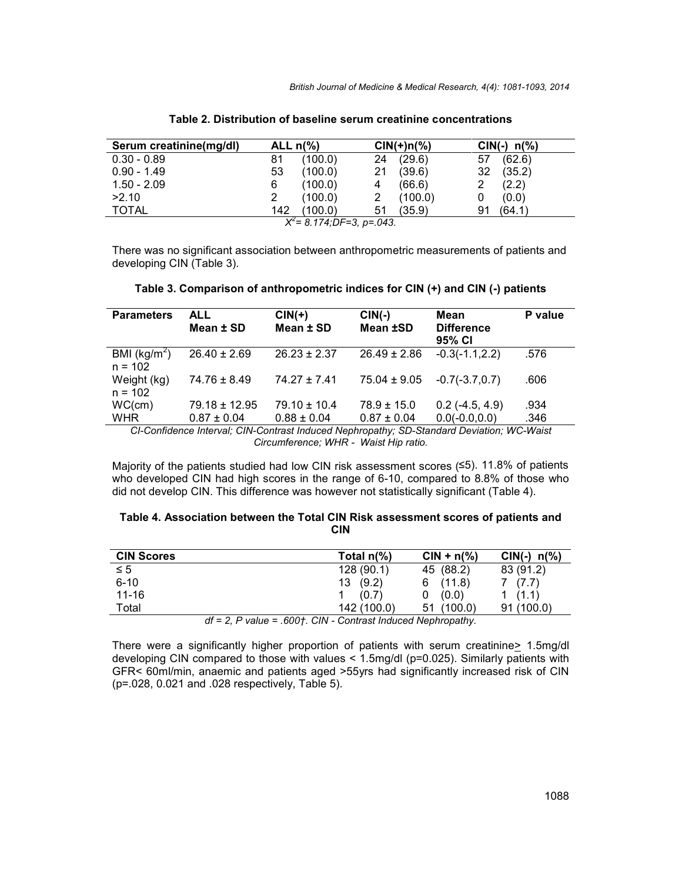**Table 2. Distribution of baseline serum creatinine concentrations**

| Serum creatinine(mg/dl) | ALL n(%) | CIN(+)n(%) | CIN(-) n(%) |
|---|---|---|---|
| 0.30 - 0.89 | 81 (100.0) | 24 (29.6) | 57 (62.6) |
| 0.90 - 1.49 | 53 (100.0) | 21 (39.6) | 32 (35.2) |
| 1.50 - 2.09 | 6 (100.0) | 4 (66.6) | 2 (2.2) |
| >2.10 | 2 (100.0) | 2 (100.0) | 0 (0.0) |
| TOTAL | 142 (100.0) | 51 (35.9) | 91 (64.1) |

*$X^2$= 8.174;DF=3, p=.043.*

There was no significant association between anthropometric measurements of patients and developing CIN (Table 3).

**Table 3. Comparison of anthropometric indices for CIN (+) and CIN (-) patients**

| Parameters | ALL Mean ± SD | CIN(+) Mean ± SD | CIN(-) Mean ±SD | Mean Difference 95% CI | P value |
|---|---|---|---|---|---|
| BMI ($kg/m^2$) n = 102 | 26.40 ± 2.69 | 26.23 ± 2.37 | 26.49 ± 2.86 | -0.3(-1.1,2.2) | .576 |
| Weight (kg) n = 102 | 74.76 ± 8.49 | 74.27 ± 7.41 | 75.04 ± 9.05 | -0.7(-3.7,0.7) | .606 |
| WC(cm) | 79.18 ± 12.95 | 79.10 ± 10.4 | 78.9 ± 15.0 | 0.2 (-4.5, 4.9) | .934 |
| WHR | 0.87 ± 0.04 | 0.88 ± 0.04 | 0.87 ± 0.04 | 0.0(-0.0,0.0) | .346 |

*CI-Confidence Interval; CIN-Contrast Induced Nephropathy; SD-Standard Deviation; WC-Waist Circumference; WHR - Waist Hip ratio.*

Majority of the patients studied had low CIN risk assessment scores (≤5). 11.8% of patients who developed CIN had high scores in the range of 6-10, compared to 8.8% of those who did not develop CIN. This difference was however not statistically significant (Table 4).

**Table 4. Association between the Total CIN Risk assessment scores of patients and CIN**

| CIN Scores | Total n(%) | CIN + n(%) | CIN(-) n(%) |
|---|---|---|---|
| ≤ 5 | 128 (90.1) | 45 (88.2) | 83 (91.2) |
| 6-10 | 13 (9.2) | 6 (11.8) | 7 (7.7) |
| 11-16 | 1 (0.7) | 0 (0.0) | 1 (1.1) |
| Total | 142 (100.0) | 51 (100.0) | 91 (100.0) |

*df = 2, P value = .600†. CIN - Contrast Induced Nephropathy.*

There were a significantly higher proportion of patients with serum creatinine≥ 1.5mg/dl developing CIN compared to those with values < 1.5mg/dl (p=0.025). Similarly patients with GFR< 60ml/min, anaemic and patients aged >55yrs had significantly increased risk of CIN (p=.028, 0.021 and .028 respectively, Table 5).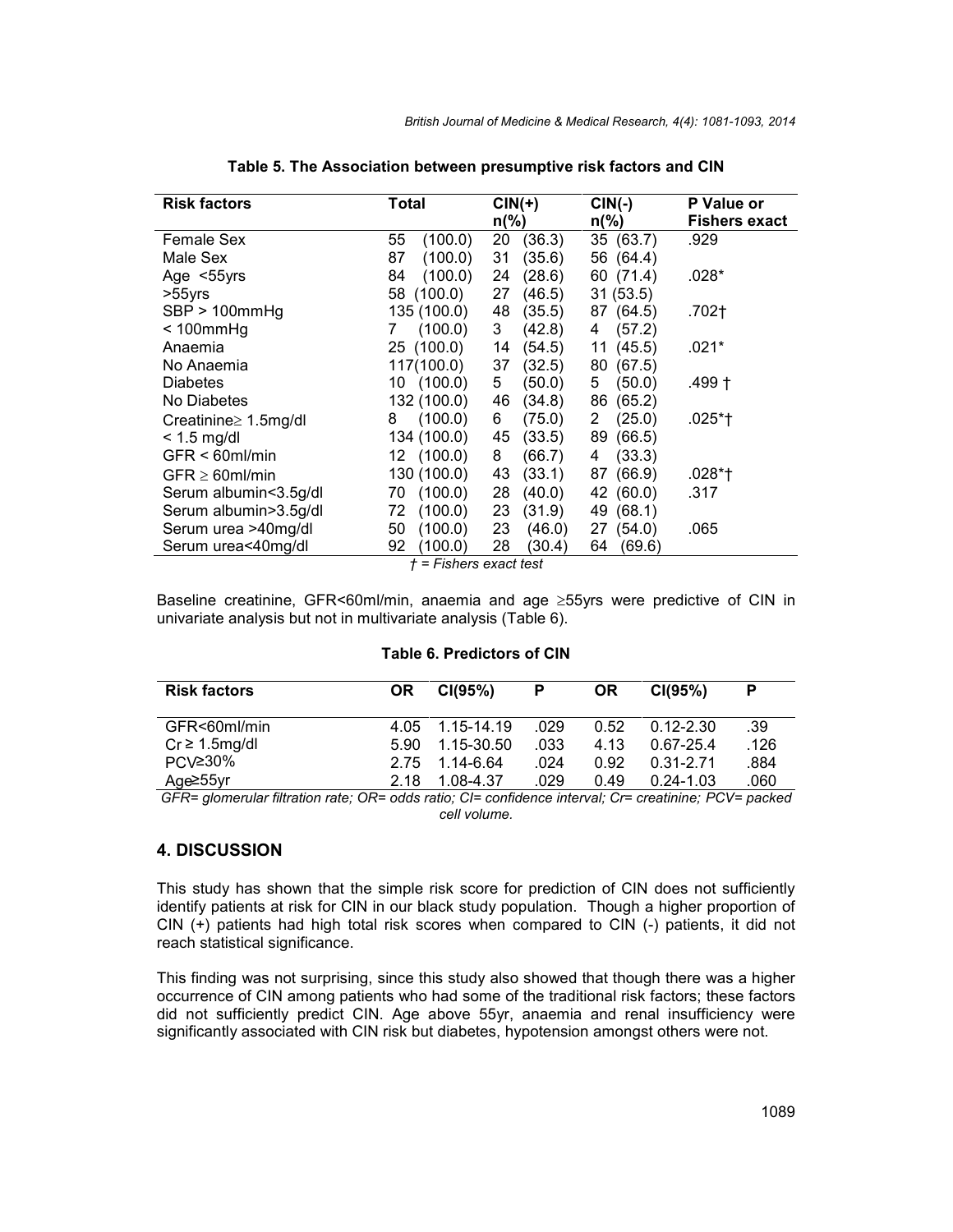**Table 5. The Association between presumptive risk factors and CIN**

| Risk factors | Total | CIN(+) n(%) | CIN(-) n(%) | P Value or Fishers exact |
|---|---|---|---|---|
| Female Sex | 55 (100.0) | 20 (36.3) | 35 (63.7) | .929 |
| Male Sex | 87 (100.0) | 31 (35.6) | 56 (64.4) | |
| Age <55yrs | 84 (100.0) | 24 (28.6) | 60 (71.4) | .028* |
| >55yrs | 58 (100.0) | 27 (46.5) | 31 (53.5) | |
| SBP > 100mmHg | 135 (100.0) | 48 (35.5) | 87 (64.5) | .702† |
| < 100mmHg | 7 (100.0) | 3 (42.8) | 4 (57.2) | |
| Anaemia | 25 (100.0) | 14 (54.5) | 11 (45.5) | .021* |
| No Anaemia | 117(100.0) | 37 (32.5) | 80 (67.5) | |
| Diabetes | 10 (100.0) | 5 (50.0) | 5 (50.0) | .499 † |
| No Diabetes | 132 (100.0) | 46 (34.8) | 86 (65.2) | |
| Creatinine≥ 1.5mg/dl | 8 (100.0) | 6 (75.0) | 2 (25.0) | .025*† |
| < 1.5 mg/dl | 134 (100.0) | 45 (33.5) | 89 (66.5) | |
| GFR < 60ml/min | 12 (100.0) | 8 (66.7) | 4 (33.3) | |
| GFR ≥ 60ml/min | 130 (100.0) | 43 (33.1) | 87 (66.9) | .028*† |
| Serum albumin<3.5g/dl | 70 (100.0) | 28 (40.0) | 42 (60.0) | .317 |
| Serum albumin>3.5g/dl | 72 (100.0) | 23 (31.9) | 49 (68.1) | |
| Serum urea >40mg/dl | 50 (100.0) | 23 (46.0) | 27 (54.0) | .065 |
| Serum urea<40mg/dl | 92 (100.0) | 28 (30.4) | 64 (69.6) | |

*† = Fishers exact test*

Baseline creatinine, GFR<60ml/min, anaemia and age ≥55yrs were predictive of CIN in univariate analysis but not in multivariate analysis (Table 6).

**Table 6. Predictors of CIN**

| Risk factors | OR | CI(95%) | P | OR | CI(95%) | P |
|---|---|---|---|---|---|---|
| GFR<60ml/min | 4.05 | 1.15-14.19 | .029 | 0.52 | 0.12-2.30 | .39 |
| Cr ≥ 1.5mg/dl | 5.90 | 1.15-30.50 | .033 | 4.13 | 0.67-25.4 | .126 |
| PCV≥30% | 2.75 | 1.14-6.64 | .024 | 0.92 | 0.31-2.71 | .884 |
| Age≥55yr | 2.18 | 1.08-4.37 | .029 | 0.49 | 0.24-1.03 | .060 |

*GFR= glomerular filtration rate; OR= odds ratio; CI= confidence interval; Cr= creatinine; PCV= packed cell volume.*

## 4. DISCUSSION

This study has shown that the simple risk score for prediction of CIN does not sufficiently identify patients at risk for CIN in our black study population. Though a higher proportion of CIN (+) patients had high total risk scores when compared to CIN (-) patients, it did not reach statistical significance.

This finding was not surprising, since this study also showed that though there was a higher occurrence of CIN among patients who had some of the traditional risk factors; these factors did not sufficiently predict CIN. Age above 55yr, anaemia and renal insufficiency were significantly associated with CIN risk but diabetes, hypotension amongst others were not.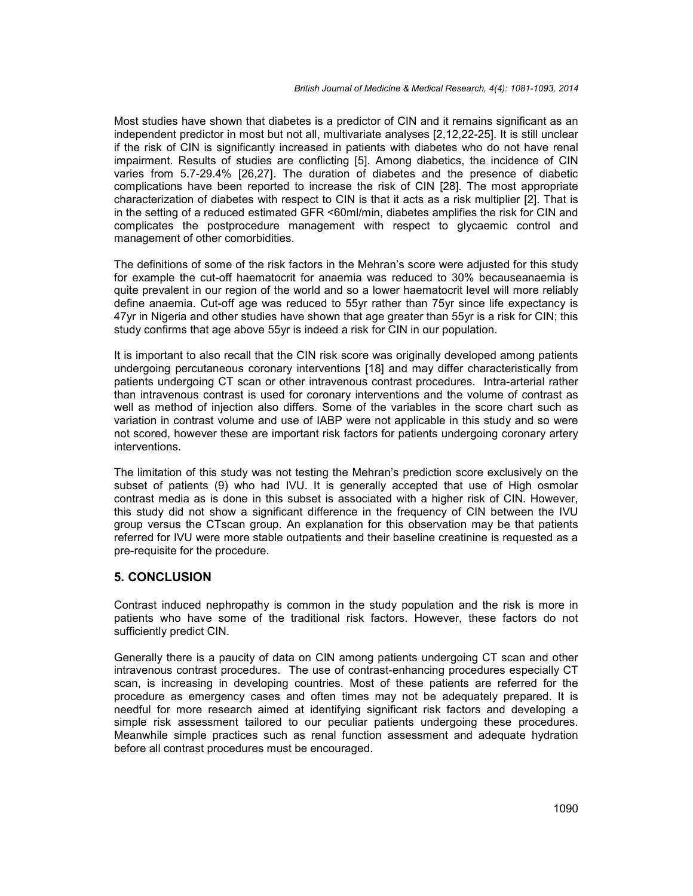Most studies have shown that diabetes is a predictor of CIN and it remains significant as an independent predictor in most but not all, multivariate analyses [2,12,22-25]. It is still unclear if the risk of CIN is significantly increased in patients with diabetes who do not have renal impairment. Results of studies are conflicting [5]. Among diabetics, the incidence of CIN varies from 5.7-29.4% [26,27]. The duration of diabetes and the presence of diabetic complications have been reported to increase the risk of CIN [28]. The most appropriate characterization of diabetes with respect to CIN is that it acts as a risk multiplier [2]. That is in the setting of a reduced estimated GFR <60ml/min, diabetes amplifies the risk for CIN and complicates the postprocedure management with respect to glycaemic control and management of other comorbidities.

The definitions of some of the risk factors in the Mehran's score were adjusted for this study for example the cut-off haematocrit for anaemia was reduced to 30% becauseanaemia is quite prevalent in our region of the world and so a lower haematocrit level will more reliably define anaemia. Cut-off age was reduced to 55yr rather than 75yr since life expectancy is 47yr in Nigeria and other studies have shown that age greater than 55yr is a risk for CIN; this study confirms that age above 55yr is indeed a risk for CIN in our population.

It is important to also recall that the CIN risk score was originally developed among patients undergoing percutaneous coronary interventions [18] and may differ characteristically from patients undergoing CT scan or other intravenous contrast procedures. Intra-arterial rather than intravenous contrast is used for coronary interventions and the volume of contrast as well as method of injection also differs. Some of the variables in the score chart such as variation in contrast volume and use of IABP were not applicable in this study and so were not scored, however these are important risk factors for patients undergoing coronary artery interventions.

The limitation of this study was not testing the Mehran's prediction score exclusively on the subset of patients (9) who had IVU. It is generally accepted that use of High osmolar contrast media as is done in this subset is associated with a higher risk of CIN. However, this study did not show a significant difference in the frequency of CIN between the IVU group versus the CTscan group. An explanation for this observation may be that patients referred for IVU were more stable outpatients and their baseline creatinine is requested as a pre-requisite for the procedure.

## 5. CONCLUSION

Contrast induced nephropathy is common in the study population and the risk is more in patients who have some of the traditional risk factors. However, these factors do not sufficiently predict CIN.

Generally there is a paucity of data on CIN among patients undergoing CT scan and other intravenous contrast procedures. The use of contrast-enhancing procedures especially CT scan, is increasing in developing countries. Most of these patients are referred for the procedure as emergency cases and often times may not be adequately prepared. It is needful for more research aimed at identifying significant risk factors and developing a simple risk assessment tailored to our peculiar patients undergoing these procedures. Meanwhile simple practices such as renal function assessment and adequate hydration before all contrast procedures must be encouraged.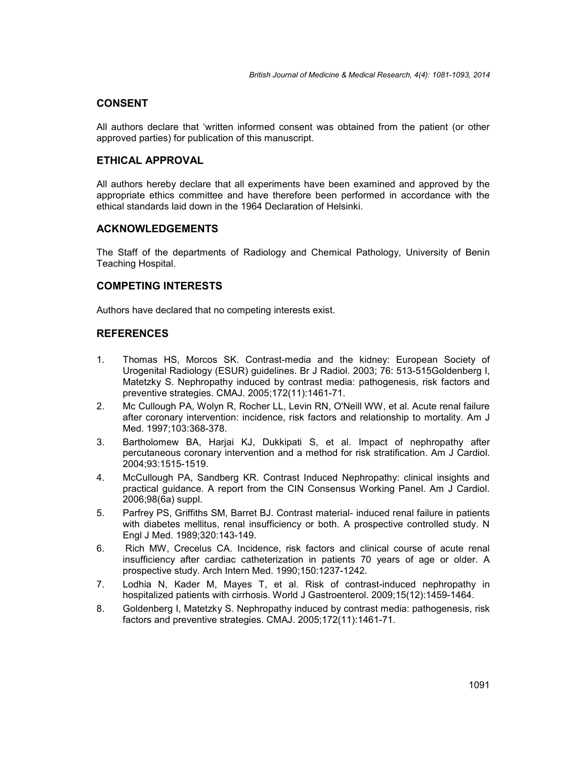## CONSENT

All authors declare that 'written informed consent was obtained from the patient (or other approved parties) for publication of this manuscript.

## ETHICAL APPROVAL

All authors hereby declare that all experiments have been examined and approved by the appropriate ethics committee and have therefore been performed in accordance with the ethical standards laid down in the 1964 Declaration of Helsinki.

## ACKNOWLEDGEMENTS

The Staff of the departments of Radiology and Chemical Pathology, University of Benin Teaching Hospital.

## COMPETING INTERESTS

Authors have declared that no competing interests exist.

## REFERENCES

1. Thomas HS, Morcos SK. Contrast-media and the kidney: European Society of Urogenital Radiology (ESUR) guidelines. Br J Radiol. 2003; 76: 513-515Goldenberg I, Matetzky S. Nephropathy induced by contrast media: pathogenesis, risk factors and preventive strategies. CMAJ. 2005;172(11):1461-71.
2. Mc Cullough PA, Wolyn R, Rocher LL, Levin RN, O'Neill WW, et al. Acute renal failure after coronary intervention: incidence, risk factors and relationship to mortality. Am J Med. 1997;103:368-378.
3. Bartholomew BA, Harjai KJ, Dukkipati S, et al. Impact of nephropathy after percutaneous coronary intervention and a method for risk stratification. Am J Cardiol. 2004;93:1515-1519.
4. McCullough PA, Sandberg KR. Contrast Induced Nephropathy: clinical insights and practical guidance. A report from the CIN Consensus Working Panel. Am J Cardiol. 2006;98(6a) suppl.
5. Parfrey PS, Griffiths SM, Barret BJ. Contrast material- induced renal failure in patients with diabetes mellitus, renal insufficiency or both. A prospective controlled study. N Engl J Med. 1989;320:143-149.
6. Rich MW, Crecelus CA. Incidence, risk factors and clinical course of acute renal insufficiency after cardiac catheterization in patients 70 years of age or older. A prospective study. Arch Intern Med. 1990;150:1237-1242.
7. Lodhia N, Kader M, Mayes T, et al. Risk of contrast-induced nephropathy in hospitalized patients with cirrhosis. World J Gastroenterol. 2009;15(12):1459-1464.
8. Goldenberg I, Matetzky S. Nephropathy induced by contrast media: pathogenesis, risk factors and preventive strategies. CMAJ. 2005;172(11):1461-71.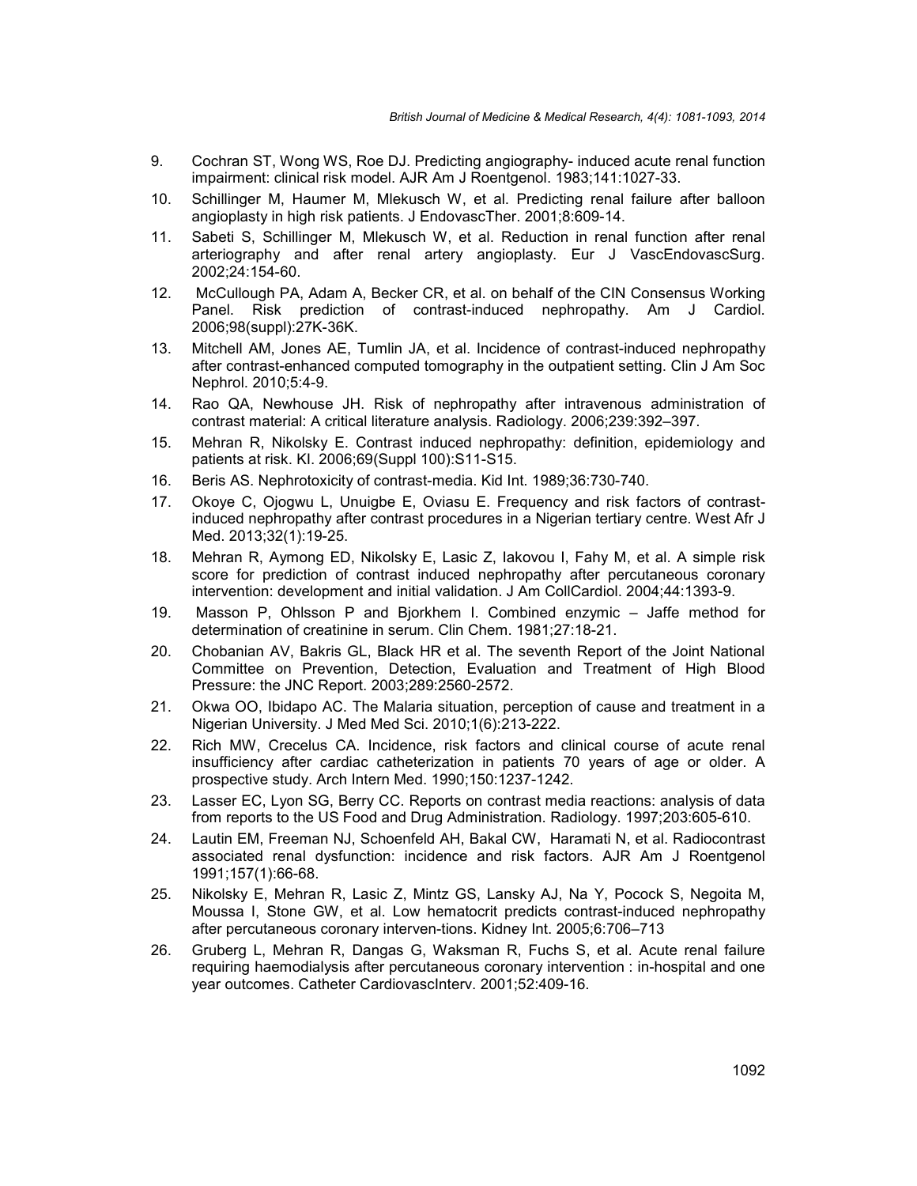9. Cochran ST, Wong WS, Roe DJ. Predicting angiography- induced acute renal function impairment: clinical risk model. AJR Am J Roentgenol. 1983;141:1027-33.
10. Schillinger M, Haumer M, Mlekusch W, et al. Predicting renal failure after balloon angioplasty in high risk patients. J EndovascTher. 2001;8:609-14.
11. Sabeti S, Schillinger M, Mlekusch W, et al. Reduction in renal function after renal arteriography and after renal artery angioplasty. Eur J VascEndovascSurg. 2002;24:154-60.
12. McCullough PA, Adam A, Becker CR, et al. on behalf of the CIN Consensus Working Panel. Risk prediction of contrast-induced nephropathy. Am J Cardiol. 2006;98(suppl):27K-36K.
13. Mitchell AM, Jones AE, Tumlin JA, et al. Incidence of contrast-induced nephropathy after contrast-enhanced computed tomography in the outpatient setting. Clin J Am Soc Nephrol. 2010;5:4-9.
14. Rao QA, Newhouse JH. Risk of nephropathy after intravenous administration of contrast material: A critical literature analysis. Radiology. 2006;239:392–397.
15. Mehran R, Nikolsky E. Contrast induced nephropathy: definition, epidemiology and patients at risk. KI. 2006;69(Suppl 100):S11-S15.
16. Beris AS. Nephrotoxicity of contrast-media. Kid Int. 1989;36:730-740.
17. Okoye C, Ojogwu L, Unuigbe E, Oviasu E. Frequency and risk factors of contrast-induced nephropathy after contrast procedures in a Nigerian tertiary centre. West Afr J Med. 2013;32(1):19-25.
18. Mehran R, Aymong ED, Nikolsky E, Lasic Z, Iakovou I, Fahy M, et al. A simple risk score for prediction of contrast induced nephropathy after percutaneous coronary intervention: development and initial validation. J Am CollCardiol. 2004;44:1393-9.
19. Masson P, Ohlsson P and Bjorkhem I. Combined enzymic – Jaffe method for determination of creatinine in serum. Clin Chem. 1981;27:18-21.
20. Chobanian AV, Bakris GL, Black HR et al. The seventh Report of the Joint National Committee on Prevention, Detection, Evaluation and Treatment of High Blood Pressure: the JNC Report. 2003;289:2560-2572.
21. Okwa OO, Ibidapo AC. The Malaria situation, perception of cause and treatment in a Nigerian University. J Med Med Sci. 2010;1(6):213-222.
22. Rich MW, Crecelus CA. Incidence, risk factors and clinical course of acute renal insufficiency after cardiac catheterization in patients 70 years of age or older. A prospective study. Arch Intern Med. 1990;150:1237-1242.
23. Lasser EC, Lyon SG, Berry CC. Reports on contrast media reactions: analysis of data from reports to the US Food and Drug Administration. Radiology. 1997;203:605-610.
24. Lautin EM, Freeman NJ, Schoenfeld AH, Bakal CW, Haramati N, et al. Radiocontrast associated renal dysfunction: incidence and risk factors. AJR Am J Roentgenol 1991;157(1):66-68.
25. Nikolsky E, Mehran R, Lasic Z, Mintz GS, Lansky AJ, Na Y, Pocock S, Negoita M, Moussa I, Stone GW, et al. Low hematocrit predicts contrast-induced nephropathy after percutaneous coronary interven-tions. Kidney Int. 2005;6:706–713
26. Gruberg L, Mehran R, Dangas G, Waksman R, Fuchs S, et al. Acute renal failure requiring haemodialysis after percutaneous coronary intervention : in-hospital and one year outcomes. Catheter CardiovascInterv. 2001;52:409-16.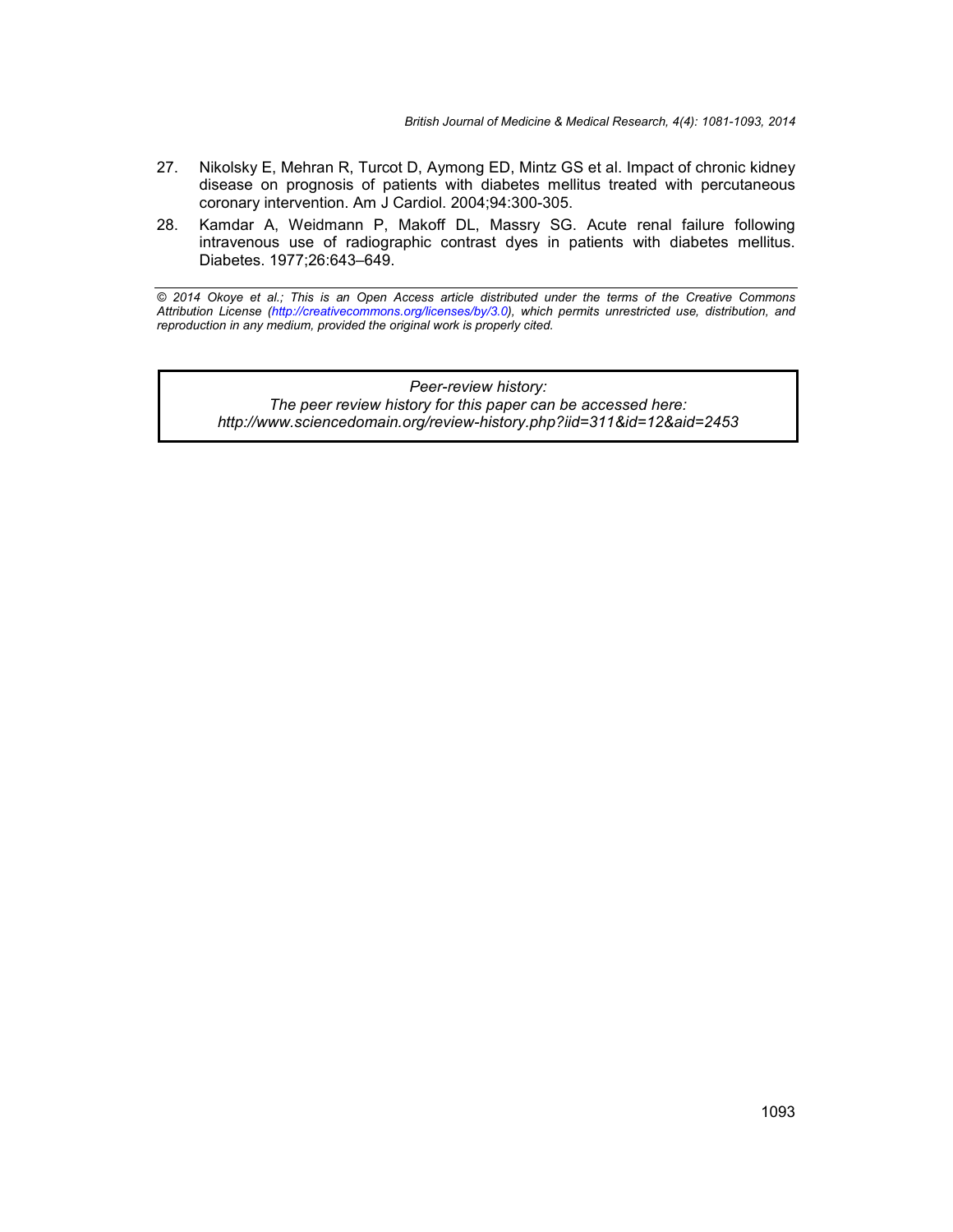27. Nikolsky E, Mehran R, Turcot D, Aymong ED, Mintz GS et al. Impact of chronic kidney disease on prognosis of patients with diabetes mellitus treated with percutaneous coronary intervention. Am J Cardiol. 2004;94:300-305.
28. Kamdar A, Weidmann P, Makoff DL, Massry SG. Acute renal failure following intravenous use of radiographic contrast dyes in patients with diabetes mellitus. Diabetes. 1977;26:643–649.

---

*© 2014 Okoye et al.; This is an Open Access article distributed under the terms of the Creative Commons Attribution License (http://creativecommons.org/licenses/by/3.0), which permits unrestricted use, distribution, and reproduction in any medium, provided the original work is properly cited.*

*Peer-review history:*
*The peer review history for this paper can be accessed here:*
*http://www.sciencedomain.org/review-history.php?iid=311&id=12&aid=2453*